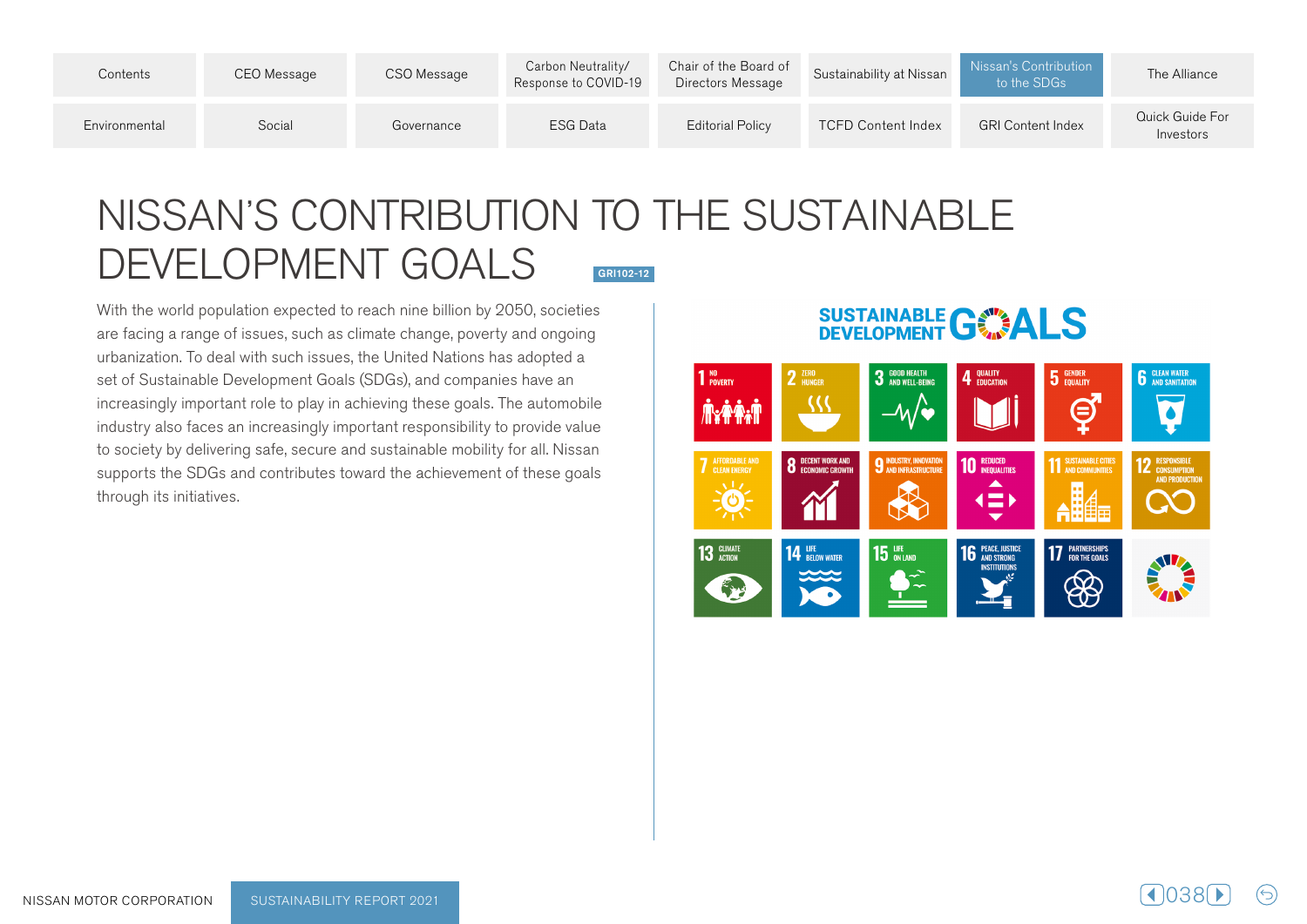# NISSAN'S CONTRIBUTION TO THE SUSTAINABLE DEVELOPMENT GOALS

GRI102-12

With the world population expected to reach nine billion by 2050, societies are facing a range of issues, such as climate change, poverty and ongoing urbanization. To deal with such issues, the United Nations has adopted a set of Sustainable Development Goals (SDGs), and companies have an increasingly important role to play in achieving these goals. The automobile industry also faces an increasingly important responsibility to provide value to society by delivering safe, secure and sustainable mobility for all. Nissan supports the SDGs and contributes toward the achievement of these goals through its initiatives.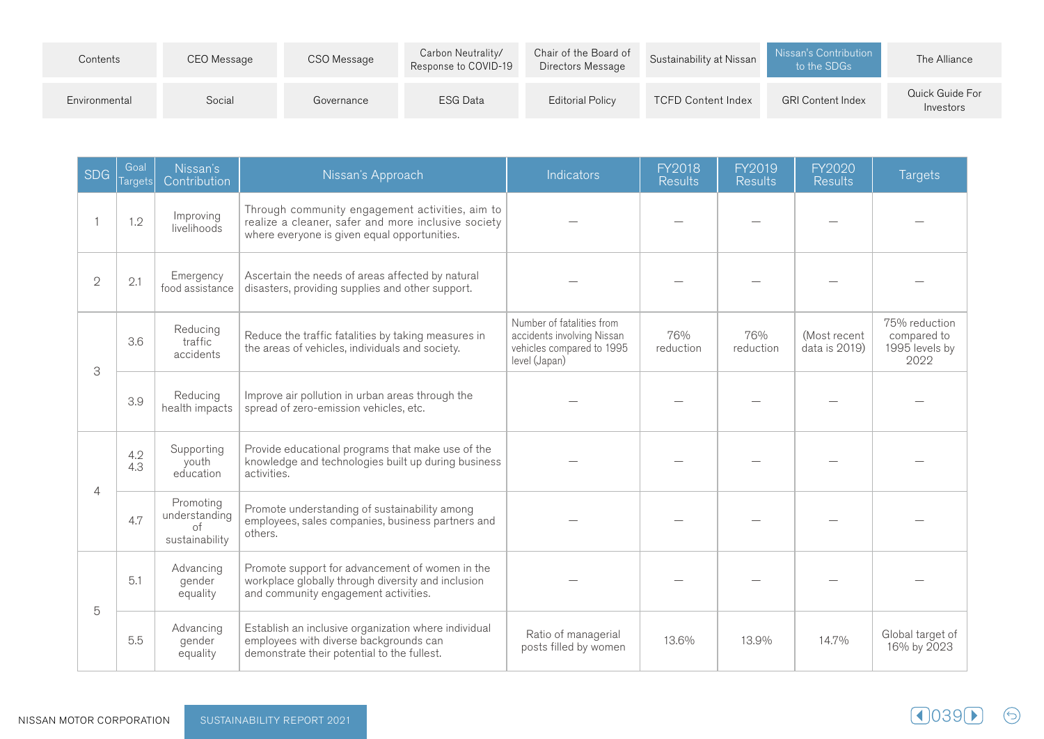| SDG | Goal Targets | Nissan's Contribution | Nissan's Approach | Indicators | FY2018 Results | FY2019 Results | FY2020 Results | Targets |
|---|---|---|---|---|---|---|---|---|
| 1 | 1.2 | Improving livelihoods | Through community engagement activities, aim to realize a cleaner, safer and more inclusive society where everyone is given equal opportunities. | — | — | — | — | — |
| 2 | 2.1 | Emergency food assistance | Ascertain the needs of areas affected by natural disasters, providing supplies and other support. | — | — | — | — | — |
| 3 | 3.6 | Reducing traffic accidents | Reduce the traffic fatalities by taking measures in the areas of vehicles, individuals and society. | Number of fatalities from accidents involving Nissan vehicles compared to 1995 level (Japan) | 76% reduction | 76% reduction | (Most recent data is 2019) | 75% reduction compared to 1995 levels by 2022 |
| | 3.9 | Reducing health impacts | Improve air pollution in urban areas through the spread of zero-emission vehicles, etc. | — | — | — | — | — |
| 4 | 4.2<br>4.3 | Supporting youth education | Provide educational programs that make use of the knowledge and technologies built up during business activities. | — | — | — | — | — |
| | 4.7 | Promoting understanding of sustainability | Promote understanding of sustainability among employees, sales companies, business partners and others. | — | — | — | — | — |
| 5 | 5.1 | Advancing gender equality | Promote support for advancement of women in the workplace globally through diversity and inclusion and community engagement activities. | — | — | — | — | — |
| | 5.5 | Advancing gender equality | Establish an inclusive organization where individual employees with diverse backgrounds can demonstrate their potential to the fullest. | Ratio of managerial posts filled by women | 13.6% | 13.9% | 14.7% | Global target of 16% by 2023 |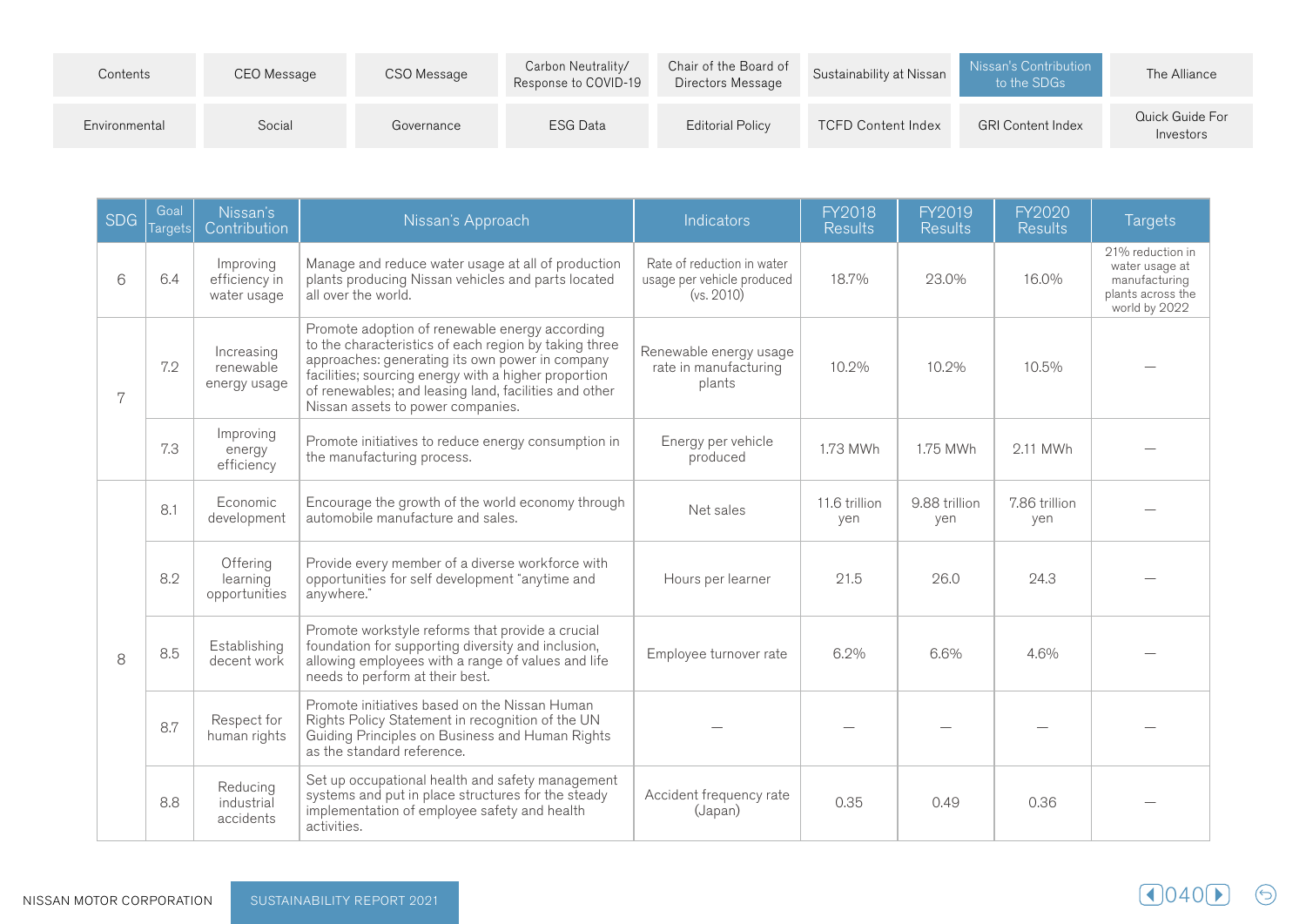| SDG | Goal Targets | Nissan's Contribution | Nissan's Approach | Indicators | FY2018 Results | FY2019 Results | FY2020 Results | Targets |
|---|---|---|---|---|---|---|---|---|
| 6 | 6.4 | Improving efficiency in water usage | Manage and reduce water usage at all of production plants producing Nissan vehicles and parts located all over the world. | Rate of reduction in water usage per vehicle produced (vs. 2010) | 18.7% | 23.0% | 16.0% | 21% reduction in water usage at manufacturing plants across the world by 2022 |
| 7 | 7.2 | Increasing renewable energy usage | Promote adoption of renewable energy according to the characteristics of each region by taking three approaches: generating its own power in company facilities; sourcing energy with a higher proportion of renewables; and leasing land, facilities and other Nissan assets to power companies. | Renewable energy usage rate in manufacturing plants | 10.2% | 10.2% | 10.5% | — |
| | 7.3 | Improving energy efficiency | Promote initiatives to reduce energy consumption in the manufacturing process. | Energy per vehicle produced | 1.73 MWh | 1.75 MWh | 2.11 MWh | — |
| 8 | 8.1 | Economic development | Encourage the growth of the world economy through automobile manufacture and sales. | Net sales | 11.6 trillion yen | 9.88 trillion yen | 7.86 trillion yen | — |
| | 8.2 | Offering learning opportunities | Provide every member of a diverse workforce with opportunities for self development "anytime and anywhere." | Hours per learner | 21.5 | 26.0 | 24.3 | — |
| | 8.5 | Establishing decent work | Promote workstyle reforms that provide a crucial foundation for supporting diversity and inclusion, allowing employees with a range of values and life needs to perform at their best. | Employee turnover rate | 6.2% | 6.6% | 4.6% | — |
| | 8.7 | Respect for human rights | Promote initiatives based on the Nissan Human Rights Policy Statement in recognition of the UN Guiding Principles on Business and Human Rights as the standard reference. | — | — | — | — | — |
| | 8.8 | Reducing industrial accidents | Set up occupational health and safety management systems and put in place structures for the steady implementation of employee safety and health activities. | Accident frequency rate (Japan) | 0.35 | 0.49 | 0.36 | — |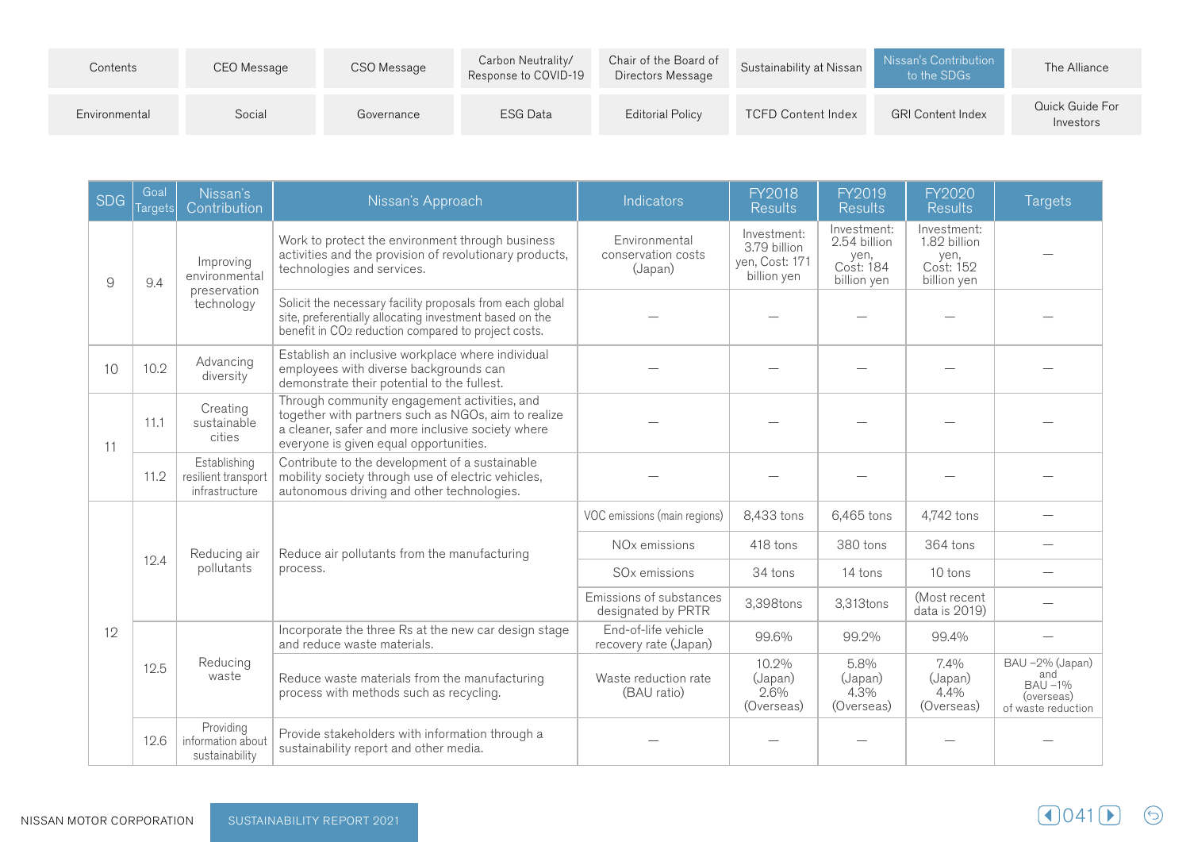| SDG | Goal Targets | Nissan's Contribution | Nissan's Approach | Indicators | FY2018 Results | FY2019 Results | FY2020 Results | Targets |
|---|---|---|---|---|---|---|---|---|
| 9 | 9.4 | Improving environmental preservation technology | Work to protect the environment through business activities and the provision of revolutionary products, technologies and services. | Environmental conservation costs (Japan) | Investment: 3.79 billion yen, Cost: 171 billion yen | Investment: 2.54 billion yen, Cost: 184 billion yen | Investment: 1.82 billion yen, Cost: 152 billion yen | — |
| | | | Solicit the necessary facility proposals from each global site, preferentially allocating investment based on the benefit in $CO_2$ reduction compared to project costs. | — | — | — | — | — |
| 10 | 10.2 | Advancing diversity | Establish an inclusive workplace where individual employees with diverse backgrounds can demonstrate their potential to the fullest. | — | — | — | — | — |
| 11 | 11.1 | Creating sustainable cities | Through community engagement activities, and together with partners such as NGOs, aim to realize a cleaner, safer and more inclusive society where everyone is given equal opportunities. | — | — | — | — | — |
| | 11.2 | Establishing resilient transport infrastructure | Contribute to the development of a sustainable mobility society through use of electric vehicles, autonomous driving and other technologies. | — | — | — | — | — |
| 12 | 12.4 | Reducing air pollutants | Reduce air pollutants from the manufacturing process. | VOC emissions (main regions) | 8,433 tons | 6,465 tons | 4,742 tons | — |
| | | | | NOx emissions | 418 tons | 380 tons | 364 tons | — |
| | | | | SOx emissions | 34 tons | 14 tons | 10 tons | — |
| | | | | Emissions of substances designated by PRTR | 3,398tons | 3,313tons | (Most recent data is 2019) | — |
| | 12.5 | Reducing waste | Incorporate the three Rs at the new car design stage and reduce waste materials. | End-of-life vehicle recovery rate (Japan) | 99.6% | 99.2% | 99.4% | — |
| | | | Reduce waste materials from the manufacturing process with methods such as recycling. | Waste reduction rate (BAU ratio) | 10.2% (Japan) 2.6% (Overseas) | 5.8% (Japan) 4.3% (Overseas) | 7.4% (Japan) 4.4% (Overseas) | BAU −2% (Japan) and BAU −1% (overseas) of waste reduction |
| | 12.6 | Providing information about sustainability | Provide stakeholders with information through a sustainability report and other media. | — | — | — | — | — |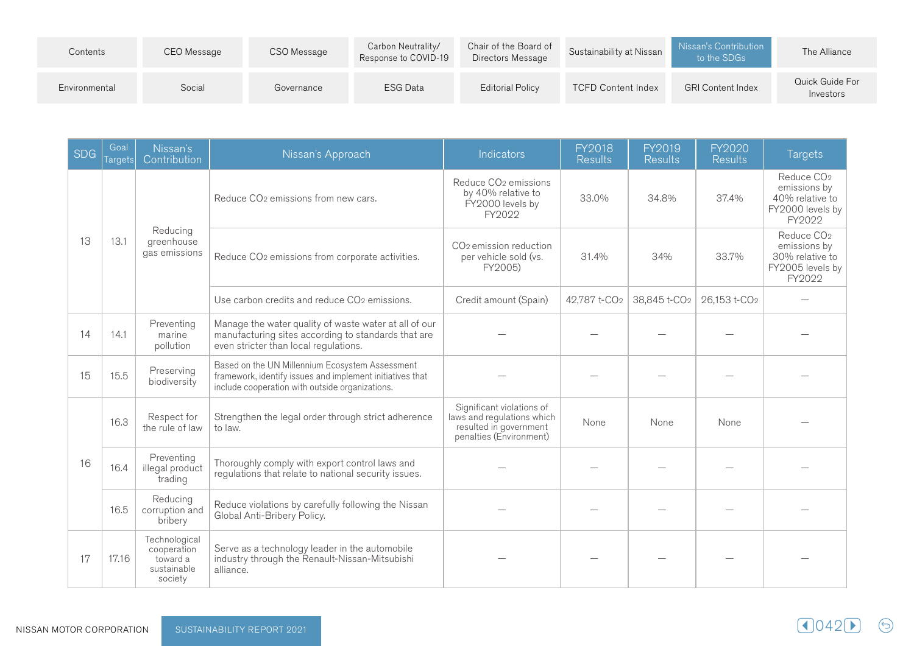| SDG | Goal Targets | Nissan's Contribution | Nissan's Approach | Indicators | FY2018 Results | FY2019 Results | FY2020 Results | Targets |
|---|---|---|---|---|---|---|---|---|
| 13 | 13.1 | Reducing greenhouse gas emissions | Reduce $CO_2$ emissions from new cars. | Reduce $CO_2$ emissions by 40% relative to FY2000 levels by FY2022 | 33.0% | 34.8% | 37.4% | Reduce $CO_2$ emissions by 40% relative to FY2000 levels by FY2022 |
| | | | Reduce $CO_2$ emissions from corporate activities. | $CO_2$ emission reduction per vehicle sold (vs. FY2005) | 31.4% | 34% | 33.7% | Reduce $CO_2$ emissions by 30% relative to FY2005 levels by FY2022 |
| | | | Use carbon credits and reduce $CO_2$ emissions. | Credit amount (Spain) | 42,787 t-$CO_2$ | 38,845 t-$CO_2$ | 26,153 t-$CO_2$ | — |
| 14 | 14.1 | Preventing marine pollution | Manage the water quality of waste water at all of our manufacturing sites according to standards that are even stricter than local regulations. | — | — | — | — | — |
| 15 | 15.5 | Preserving biodiversity | Based on the UN Millennium Ecosystem Assessment framework, identify issues and implement initiatives that include cooperation with outside organizations. | — | — | — | — | — |
| 16 | 16.3 | Respect for the rule of law | Strengthen the legal order through strict adherence to law. | Significant violations of laws and regulations which resulted in government penalties (Environment) | None | None | None | — |
| | 16.4 | Preventing illegal product trading | Thoroughly comply with export control laws and regulations that relate to national security issues. | — | — | — | — | — |
| | 16.5 | Reducing corruption and bribery | Reduce violations by carefully following the Nissan Global Anti-Bribery Policy. | — | — | — | — | — |
| 17 | 17.16 | Technological cooperation toward a sustainable society | Serve as a technology leader in the automobile industry through the Renault-Nissan-Mitsubishi alliance. | — | — | — | — | — |